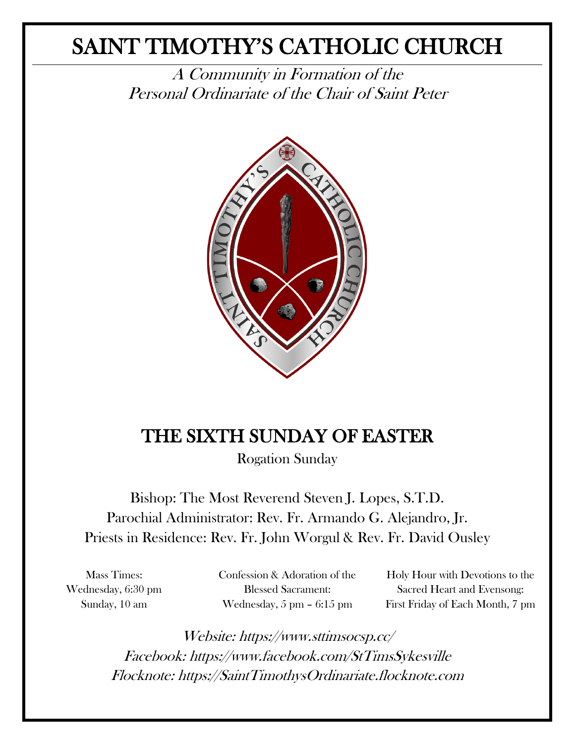# SAINT TIMOTHY'S CATHOLIC CHURCH

*A Community in Formation of the*
*Personal Ordinariate of the Chair of Saint Peter*

## THE SIXTH SUNDAY OF EASTER

Rogation Sunday

Bishop: The Most Reverend Steven J. Lopes, S.T.D.
Parochial Administrator: Rev. Fr. Armando G. Alejandro, Jr.
Priests in Residence: Rev. Fr. John Worgul & Rev. Fr. David Ousley

Mass Times:
Wednesday, 6:30 pm
Sunday, 10 am

Confession & Adoration of the Blessed Sacrament:
Wednesday, 5 pm – 6:15 pm

Holy Hour with Devotions to the Sacred Heart and Evensong:
First Friday of Each Month, 7 pm

*Website: https://www.sttimsocsp.cc/*
*Facebook: https://www.facebook.com/StTimsSykesville*
*Flocknote: https://SaintTimothysOrdinariate.flocknote.com*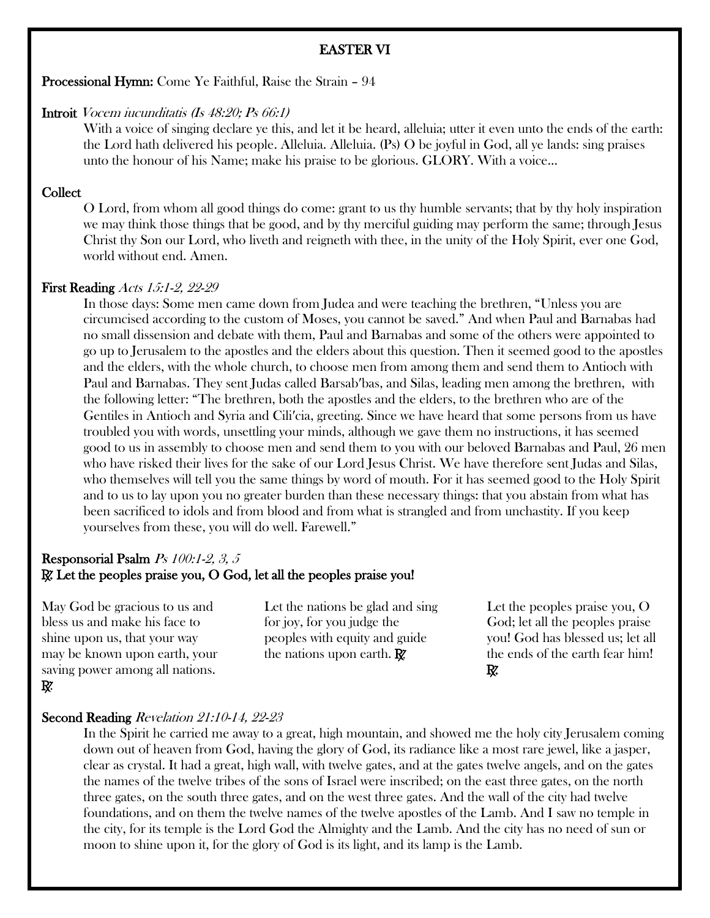# EASTER VI

**Processional Hymn:** Come Ye Faithful, Raise the Strain – 94

**Introit** *Vocem iucunditatis (Is 48:20; Ps 66:1)*

With a voice of singing declare ye this, and let it be heard, alleluia; utter it even unto the ends of the earth: the Lord hath delivered his people. Alleluia. Alleluia. (Ps) O be joyful in God, all ye lands: sing praises unto the honour of his Name; make his praise to be glorious. GLORY. With a voice…

**Collect**

O Lord, from whom all good things do come: grant to us thy humble servants; that by thy holy inspiration we may think those things that be good, and by thy merciful guiding may perform the same; through Jesus Christ thy Son our Lord, who liveth and reigneth with thee, in the unity of the Holy Spirit, ever one God, world without end. Amen.

**First Reading** *Acts 15:1-2, 22-29*

In those days: Some men came down from Judea and were teaching the brethren, "Unless you are circumcised according to the custom of Moses, you cannot be saved." And when Paul and Barnabas had no small dissension and debate with them, Paul and Barnabas and some of the others were appointed to go up to Jerusalem to the apostles and the elders about this question. Then it seemed good to the apostles and the elders, with the whole church, to choose men from among them and send them to Antioch with Paul and Barnabas. They sent Judas called Barsab′bas, and Silas, leading men among the brethren, with the following letter: "The brethren, both the apostles and the elders, to the brethren who are of the Gentiles in Antioch and Syria and Cili′cia, greeting. Since we have heard that some persons from us have troubled you with words, unsettling your minds, although we gave them no instructions, it has seemed good to us in assembly to choose men and send them to you with our beloved Barnabas and Paul, 26 men who have risked their lives for the sake of our Lord Jesus Christ. We have therefore sent Judas and Silas, who themselves will tell you the same things by word of mouth. For it has seemed good to the Holy Spirit and to us to lay upon you no greater burden than these necessary things: that you abstain from what has been sacrificed to idols and from blood and from what is strangled and from unchastity. If you keep yourselves from these, you will do well. Farewell."

**Responsorial Psalm** *Ps 100:1-2, 3, 5*
**℟ Let the peoples praise you, O God, let all the peoples praise you!**

May God be gracious to us and bless us and make his face to shine upon us, that your way may be known upon earth, your saving power among all nations. ℟

Let the nations be glad and sing for joy, for you judge the peoples with equity and guide the nations upon earth. ℟

Let the peoples praise you, O God; let all the peoples praise you! God has blessed us; let all the ends of the earth fear him! ℟

**Second Reading** *Revelation 21:10-14, 22-23*

In the Spirit he carried me away to a great, high mountain, and showed me the holy city Jerusalem coming down out of heaven from God, having the glory of God, its radiance like a most rare jewel, like a jasper, clear as crystal. It had a great, high wall, with twelve gates, and at the gates twelve angels, and on the gates the names of the twelve tribes of the sons of Israel were inscribed; on the east three gates, on the north three gates, on the south three gates, and on the west three gates. And the wall of the city had twelve foundations, and on them the twelve names of the twelve apostles of the Lamb. And I saw no temple in the city, for its temple is the Lord God the Almighty and the Lamb. And the city has no need of sun or moon to shine upon it, for the glory of God is its light, and its lamp is the Lamb.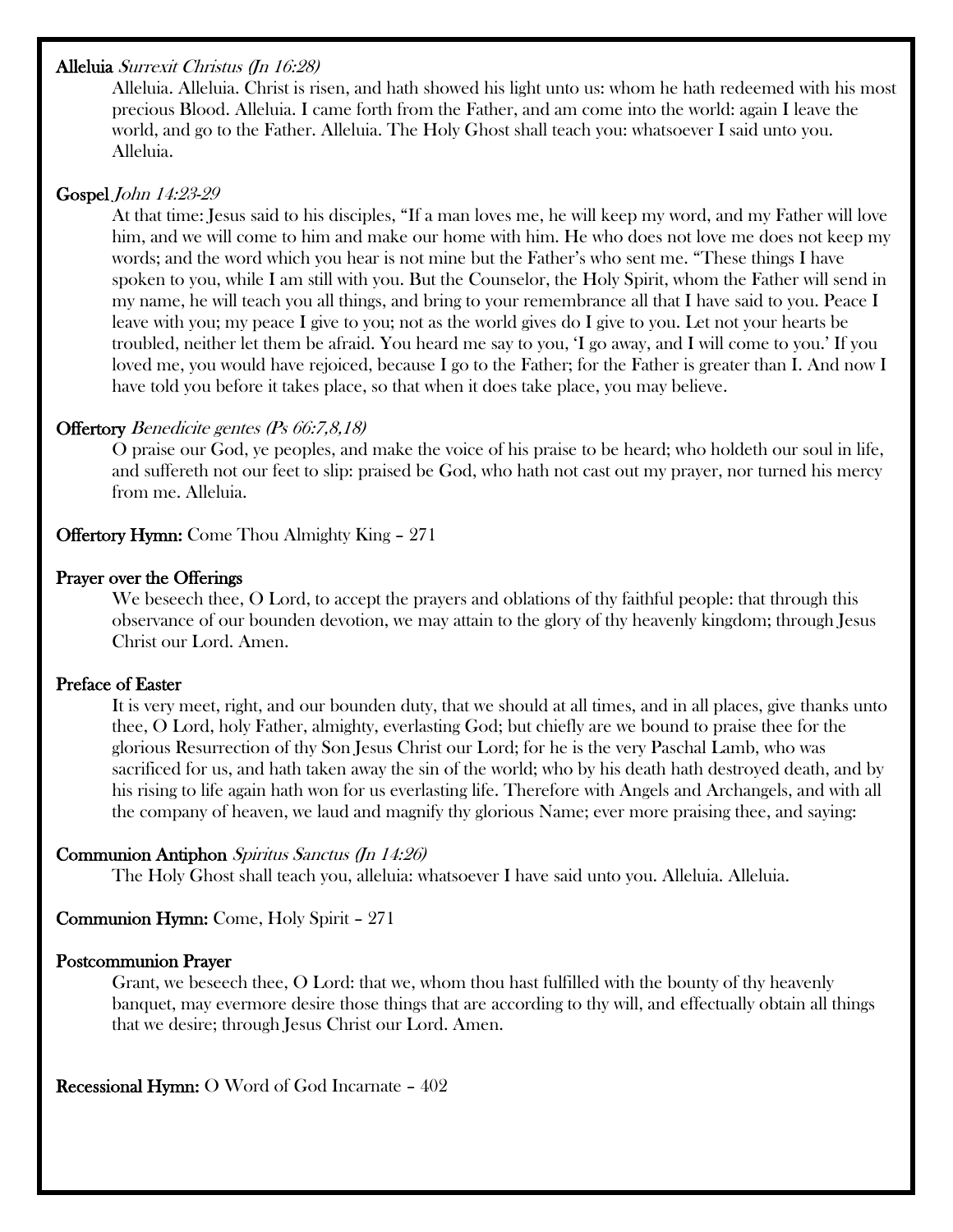**Alleluia** *Surrexit Christus (Jn 16:28)*

Alleluia. Alleluia. Christ is risen, and hath showed his light unto us: whom he hath redeemed with his most precious Blood. Alleluia. I came forth from the Father, and am come into the world: again I leave the world, and go to the Father. Alleluia. The Holy Ghost shall teach you: whatsoever I said unto you. Alleluia.

**Gospel** *John 14:23-29*

At that time: Jesus said to his disciples, "If a man loves me, he will keep my word, and my Father will love him, and we will come to him and make our home with him. He who does not love me does not keep my words; and the word which you hear is not mine but the Father's who sent me. "These things I have spoken to you, while I am still with you. But the Counselor, the Holy Spirit, whom the Father will send in my name, he will teach you all things, and bring to your remembrance all that I have said to you. Peace I leave with you; my peace I give to you; not as the world gives do I give to you. Let not your hearts be troubled, neither let them be afraid. You heard me say to you, 'I go away, and I will come to you.' If you loved me, you would have rejoiced, because I go to the Father; for the Father is greater than I. And now I have told you before it takes place, so that when it does take place, you may believe.

**Offertory** *Benedicite gentes (Ps 66:7,8,18)*

O praise our God, ye peoples, and make the voice of his praise to be heard; who holdeth our soul in life, and suffereth not our feet to slip: praised be God, who hath not cast out my prayer, nor turned his mercy from me. Alleluia.

**Offertory Hymn:** Come Thou Almighty King – 271

**Prayer over the Offerings**

We beseech thee, O Lord, to accept the prayers and oblations of thy faithful people: that through this observance of our bounden devotion, we may attain to the glory of thy heavenly kingdom; through Jesus Christ our Lord. Amen.

**Preface of Easter**

It is very meet, right, and our bounden duty, that we should at all times, and in all places, give thanks unto thee, O Lord, holy Father, almighty, everlasting God; but chiefly are we bound to praise thee for the glorious Resurrection of thy Son Jesus Christ our Lord; for he is the very Paschal Lamb, who was sacrificed for us, and hath taken away the sin of the world; who by his death hath destroyed death, and by his rising to life again hath won for us everlasting life. Therefore with Angels and Archangels, and with all the company of heaven, we laud and magnify thy glorious Name; ever more praising thee, and saying:

**Communion Antiphon** *Spiritus Sanctus (Jn 14:26)*

The Holy Ghost shall teach you, alleluia: whatsoever I have said unto you. Alleluia. Alleluia.

**Communion Hymn:** Come, Holy Spirit – 271

**Postcommunion Prayer**

Grant, we beseech thee, O Lord: that we, whom thou hast fulfilled with the bounty of thy heavenly banquet, may evermore desire those things that are according to thy will, and effectually obtain all things that we desire; through Jesus Christ our Lord. Amen.

**Recessional Hymn:** O Word of God Incarnate – 402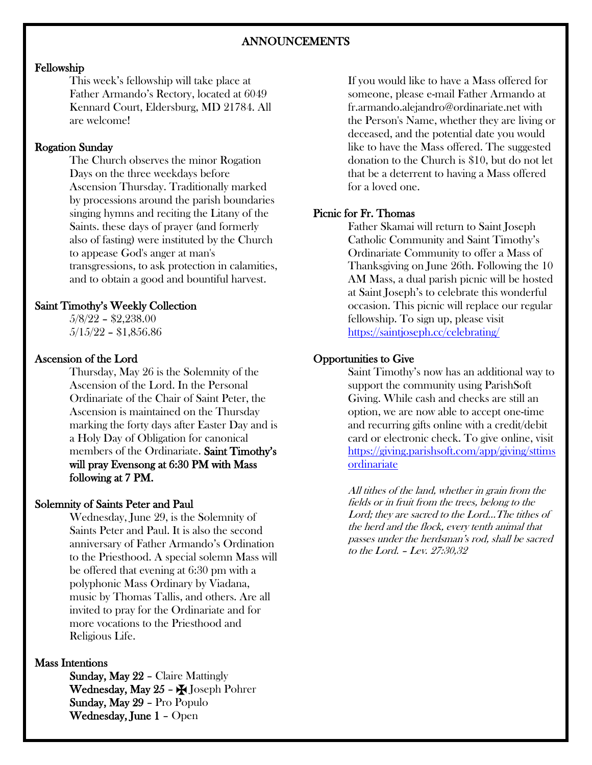# ANNOUNCEMENTS

## Fellowship

This week's fellowship will take place at Father Armando's Rectory, located at 6049 Kennard Court, Eldersburg, MD 21784. All are welcome!

## Rogation Sunday

The Church observes the minor Rogation Days on the three weekdays before Ascension Thursday. Traditionally marked by processions around the parish boundaries singing hymns and reciting the Litany of the Saints. these days of prayer (and formerly also of fasting) were instituted by the Church to appease God's anger at man's transgressions, to ask protection in calamities, and to obtain a good and bountiful harvest.

## Saint Timothy's Weekly Collection

5/8/22 – $2,238.00
5/15/22 – $1,856.86

## Ascension of the Lord

Thursday, May 26 is the Solemnity of the Ascension of the Lord. In the Personal Ordinariate of the Chair of Saint Peter, the Ascension is maintained on the Thursday marking the forty days after Easter Day and is a Holy Day of Obligation for canonical members of the Ordinariate. **Saint Timothy's will pray Evensong at 6:30 PM with Mass following at 7 PM.**

## Solemnity of Saints Peter and Paul

Wednesday, June 29, is the Solemnity of Saints Peter and Paul. It is also the second anniversary of Father Armando's Ordination to the Priesthood. A special solemn Mass will be offered that evening at 6:30 pm with a polyphonic Mass Ordinary by Viadana, music by Thomas Tallis, and others. Are all invited to pray for the Ordinariate and for more vocations to the Priesthood and Religious Life.

## Mass Intentions

**Sunday, May 22** – Claire Mattingly
**Wednesday, May 25** – ✠ Joseph Pohrer
**Sunday, May 29** – Pro Populo
**Wednesday, June 1** – Open

If you would like to have a Mass offered for someone, please e-mail Father Armando at fr.armando.alejandro@ordinariate.net with the Person's Name, whether they are living or deceased, and the potential date you would like to have the Mass offered. The suggested donation to the Church is $10, but do not let that be a deterrent to having a Mass offered for a loved one.

## Picnic for Fr. Thomas

Father Skamai will return to Saint Joseph Catholic Community and Saint Timothy's Ordinariate Community to offer a Mass of Thanksgiving on June 26th. Following the 10 AM Mass, a dual parish picnic will be hosted at Saint Joseph's to celebrate this wonderful occasion. This picnic will replace our regular fellowship. To sign up, please visit https://saintjoseph.cc/celebrating/

## Opportunities to Give

Saint Timothy's now has an additional way to support the community using ParishSoft Giving. While cash and checks are still an option, we are now able to accept one-time and recurring gifts online with a credit/debit card or electronic check. To give online, visit https://giving.parishsoft.com/app/giving/sttimsordinariate

*All tithes of the land, whether in grain from the fields or in fruit from the trees, belong to the Lord; they are sacred to the Lord…The tithes of the herd and the flock, every tenth animal that passes under the herdsman's rod, shall be sacred to the Lord. – Lev. 27:30,32*